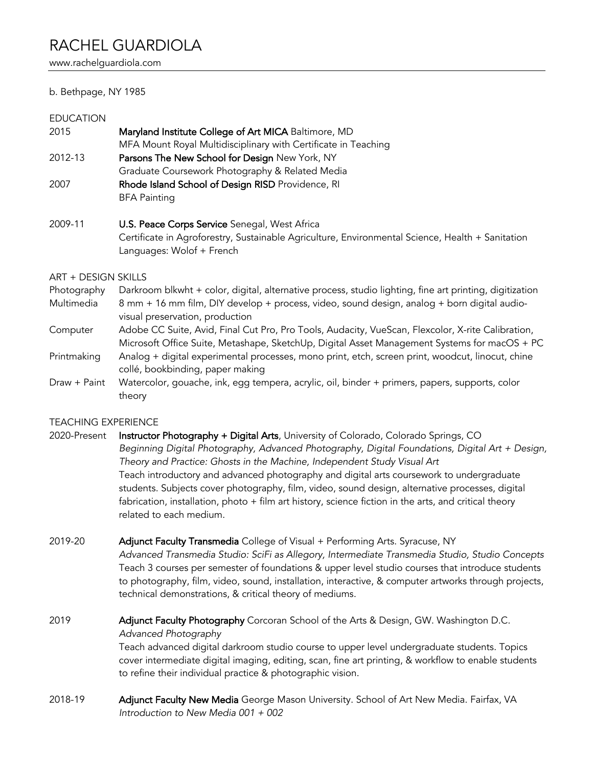# RACHEL GUARDIOLA

www.rachelguardiola.com

b. Bethpage, NY 1985

## EDUCATION

2015 — **Maryland Institute College of Art MICA** Baltimore, MD
MFA Mount Royal Multidisciplinary with Certificate in Teaching

2012-13 — **Parsons The New School for Design** New York, NY
Graduate Coursework Photography & Related Media

2007 — **Rhode Island School of Design RISD** Providence, RI
BFA Painting

2009-11 — **U.S. Peace Corps Service** Senegal, West Africa
Certificate in Agroforestry, Sustainable Agriculture, Environmental Science, Health + Sanitation
Languages: Wolof + French

## ART + DESIGN SKILLS

Photography — Darkroom blkwht + color, digital, alternative process, studio lighting, fine art printing, digitization

Multimedia — 8 mm + 16 mm film, DIY develop + process, video, sound design, analog + born digital audio-visual preservation, production

Computer — Adobe CC Suite, Avid, Final Cut Pro, Pro Tools, Audacity, VueScan, Flexcolor, X-rite Calibration, Microsoft Office Suite, Metashape, SketchUp, Digital Asset Management Systems for macOS + PC

Printmaking — Analog + digital experimental processes, mono print, etch, screen print, woodcut, linocut, chine collé, bookbinding, paper making

Draw + Paint — Watercolor, gouache, ink, egg tempera, acrylic, oil, binder + primers, papers, supports, color theory

## TEACHING EXPERIENCE

2020-Present — **Instructor Photography + Digital Arts**, University of Colorado, Colorado Springs, CO
*Beginning Digital Photography, Advanced Photography, Digital Foundations, Digital Art + Design, Theory and Practice: Ghosts in the Machine, Independent Study Visual Art*
Teach introductory and advanced photography and digital arts coursework to undergraduate students. Subjects cover photography, film, video, sound design, alternative processes, digital fabrication, installation, photo + film art history, science fiction in the arts, and critical theory related to each medium.

2019-20 — **Adjunct Faculty Transmedia** College of Visual + Performing Arts. Syracuse, NY
*Advanced Transmedia Studio: SciFi as Allegory, Intermediate Transmedia Studio, Studio Concepts*
Teach 3 courses per semester of foundations & upper level studio courses that introduce students to photography, film, video, sound, installation, interactive, & computer artworks through projects, technical demonstrations, & critical theory of mediums.

2019 — **Adjunct Faculty Photography** Corcoran School of the Arts & Design, GW. Washington D.C.
*Advanced Photography*
Teach advanced digital darkroom studio course to upper level undergraduate students. Topics cover intermediate digital imaging, editing, scan, fine art printing, & workflow to enable students to refine their individual practice & photographic vision.

2018-19 — **Adjunct Faculty New Media** George Mason University. School of Art New Media. Fairfax, VA
*Introduction to New Media 001 + 002*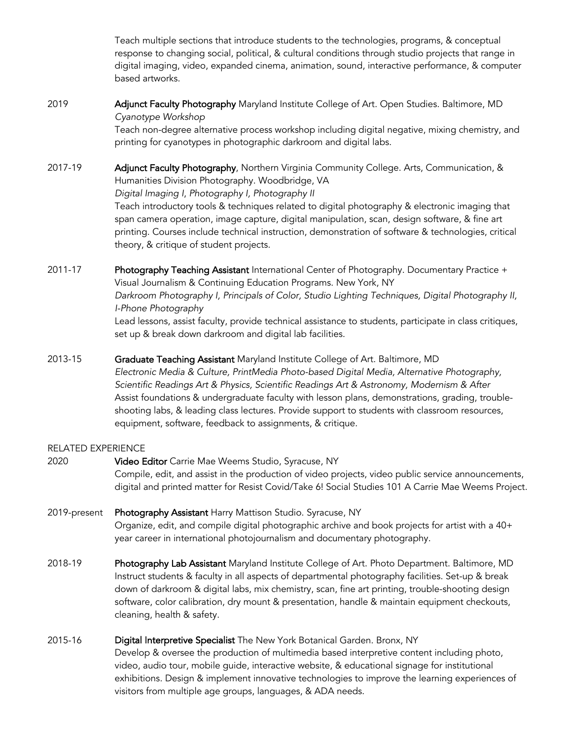Teach multiple sections that introduce students to the technologies, programs, & conceptual response to changing social, political, & cultural conditions through studio projects that range in digital imaging, video, expanded cinema, animation, sound, interactive performance, & computer based artworks.

2019 **Adjunct Faculty Photography** Maryland Institute College of Art. Open Studies. Baltimore, MD
*Cyanotype Workshop*
Teach non-degree alternative process workshop including digital negative, mixing chemistry, and printing for cyanotypes in photographic darkroom and digital labs.

2017-19 **Adjunct Faculty Photography**, Northern Virginia Community College. Arts, Communication, & Humanities Division Photography. Woodbridge, VA
*Digital Imaging I, Photography I, Photography II*
Teach introductory tools & techniques related to digital photography & electronic imaging that span camera operation, image capture, digital manipulation, scan, design software, & fine art printing. Courses include technical instruction, demonstration of software & technologies, critical theory, & critique of student projects.

2011-17 **Photography Teaching Assistant** International Center of Photography. Documentary Practice + Visual Journalism & Continuing Education Programs. New York, NY
*Darkroom Photography I, Principals of Color, Studio Lighting Techniques, Digital Photography II, I-Phone Photography*
Lead lessons, assist faculty, provide technical assistance to students, participate in class critiques, set up & break down darkroom and digital lab facilities.

2013-15 **Graduate Teaching Assistant** Maryland Institute College of Art. Baltimore, MD
*Electronic Media & Culture, PrintMedia Photo-based Digital Media, Alternative Photography, Scientific Readings Art & Physics, Scientific Readings Art & Astronomy, Modernism & After*
Assist foundations & undergraduate faculty with lesson plans, demonstrations, grading, trouble-shooting labs, & leading class lectures. Provide support to students with classroom resources, equipment, software, feedback to assignments, & critique.

## RELATED EXPERIENCE

2020 **Video Editor** Carrie Mae Weems Studio, Syracuse, NY
Compile, edit, and assist in the production of video projects, video public service announcements, digital and printed matter for Resist Covid/Take 6! Social Studies 101 A Carrie Mae Weems Project.

2019-present **Photography Assistant** Harry Mattison Studio. Syracuse, NY
Organize, edit, and compile digital photographic archive and book projects for artist with a 40+ year career in international photojournalism and documentary photography.

2018-19 **Photography Lab Assistant** Maryland Institute College of Art. Photo Department. Baltimore, MD
Instruct students & faculty in all aspects of departmental photography facilities. Set-up & break down of darkroom & digital labs, mix chemistry, scan, fine art printing, trouble-shooting design software, color calibration, dry mount & presentation, handle & maintain equipment checkouts, cleaning, health & safety.

2015-16 **Digital Interpretive Specialist** The New York Botanical Garden. Bronx, NY
Develop & oversee the production of multimedia based interpretive content including photo, video, audio tour, mobile guide, interactive website, & educational signage for institutional exhibitions. Design & implement innovative technologies to improve the learning experiences of visitors from multiple age groups, languages, & ADA needs.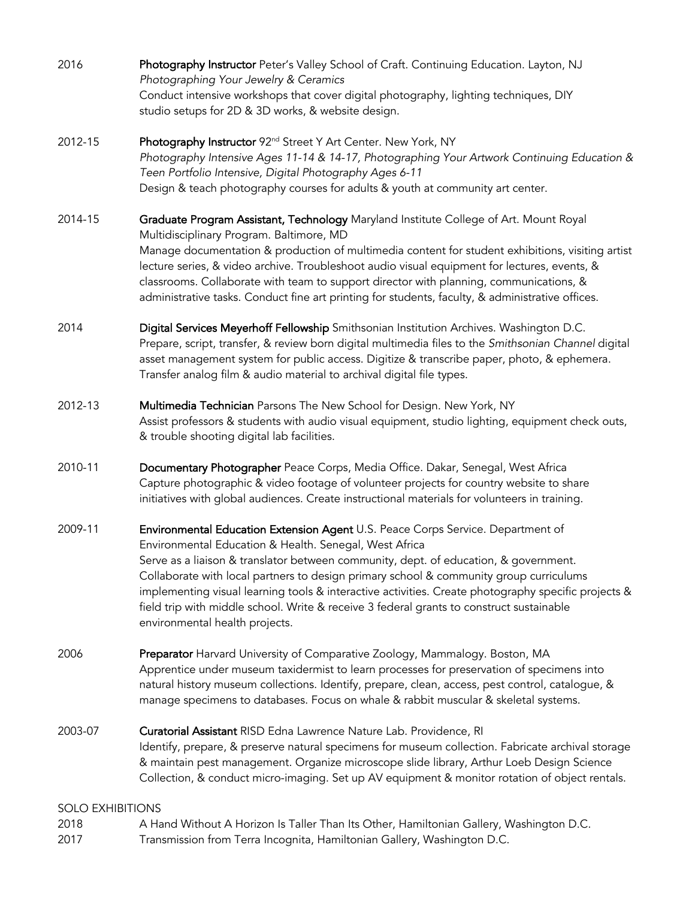2016 **Photography Instructor** Peter's Valley School of Craft. Continuing Education. Layton, NJ
*Photographing Your Jewelry & Ceramics*
Conduct intensive workshops that cover digital photography, lighting techniques, DIY studio setups for 2D & 3D works, & website design.

2012-15 **Photography Instructor** 92nd Street Y Art Center. New York, NY
*Photography Intensive Ages 11-14 & 14-17, Photographing Your Artwork Continuing Education & Teen Portfolio Intensive, Digital Photography Ages 6-11*
Design & teach photography courses for adults & youth at community art center.

2014-15 **Graduate Program Assistant, Technology** Maryland Institute College of Art. Mount Royal Multidisciplinary Program. Baltimore, MD
Manage documentation & production of multimedia content for student exhibitions, visiting artist lecture series, & video archive. Troubleshoot audio visual equipment for lectures, events, & classrooms. Collaborate with team to support director with planning, communications, & administrative tasks. Conduct fine art printing for students, faculty, & administrative offices.

2014 **Digital Services Meyerhoff Fellowship** Smithsonian Institution Archives. Washington D.C.
Prepare, script, transfer, & review born digital multimedia files to the *Smithsonian Channel* digital asset management system for public access. Digitize & transcribe paper, photo, & ephemera. Transfer analog film & audio material to archival digital file types.

2012-13 **Multimedia Technician** Parsons The New School for Design. New York, NY
Assist professors & students with audio visual equipment, studio lighting, equipment check outs, & trouble shooting digital lab facilities.

2010-11 **Documentary Photographer** Peace Corps, Media Office. Dakar, Senegal, West Africa
Capture photographic & video footage of volunteer projects for country website to share initiatives with global audiences. Create instructional materials for volunteers in training.

2009-11 **Environmental Education Extension Agent** U.S. Peace Corps Service. Department of Environmental Education & Health. Senegal, West Africa
Serve as a liaison & translator between community, dept. of education, & government. Collaborate with local partners to design primary school & community group curriculums implementing visual learning tools & interactive activities. Create photography specific projects & field trip with middle school. Write & receive 3 federal grants to construct sustainable environmental health projects.

2006 **Preparator** Harvard University of Comparative Zoology, Mammalogy. Boston, MA
Apprentice under museum taxidermist to learn processes for preservation of specimens into natural history museum collections. Identify, prepare, clean, access, pest control, catalogue, & manage specimens to databases. Focus on whale & rabbit muscular & skeletal systems.

2003-07 **Curatorial Assistant** RISD Edna Lawrence Nature Lab. Providence, RI
Identify, prepare, & preserve natural specimens for museum collection. Fabricate archival storage & maintain pest management. Organize microscope slide library, Arthur Loeb Design Science Collection, & conduct micro-imaging. Set up AV equipment & monitor rotation of object rentals.

## SOLO EXHIBITIONS

2018 A Hand Without A Horizon Is Taller Than Its Other, Hamiltonian Gallery, Washington D.C.
2017 Transmission from Terra Incognita, Hamiltonian Gallery, Washington D.C.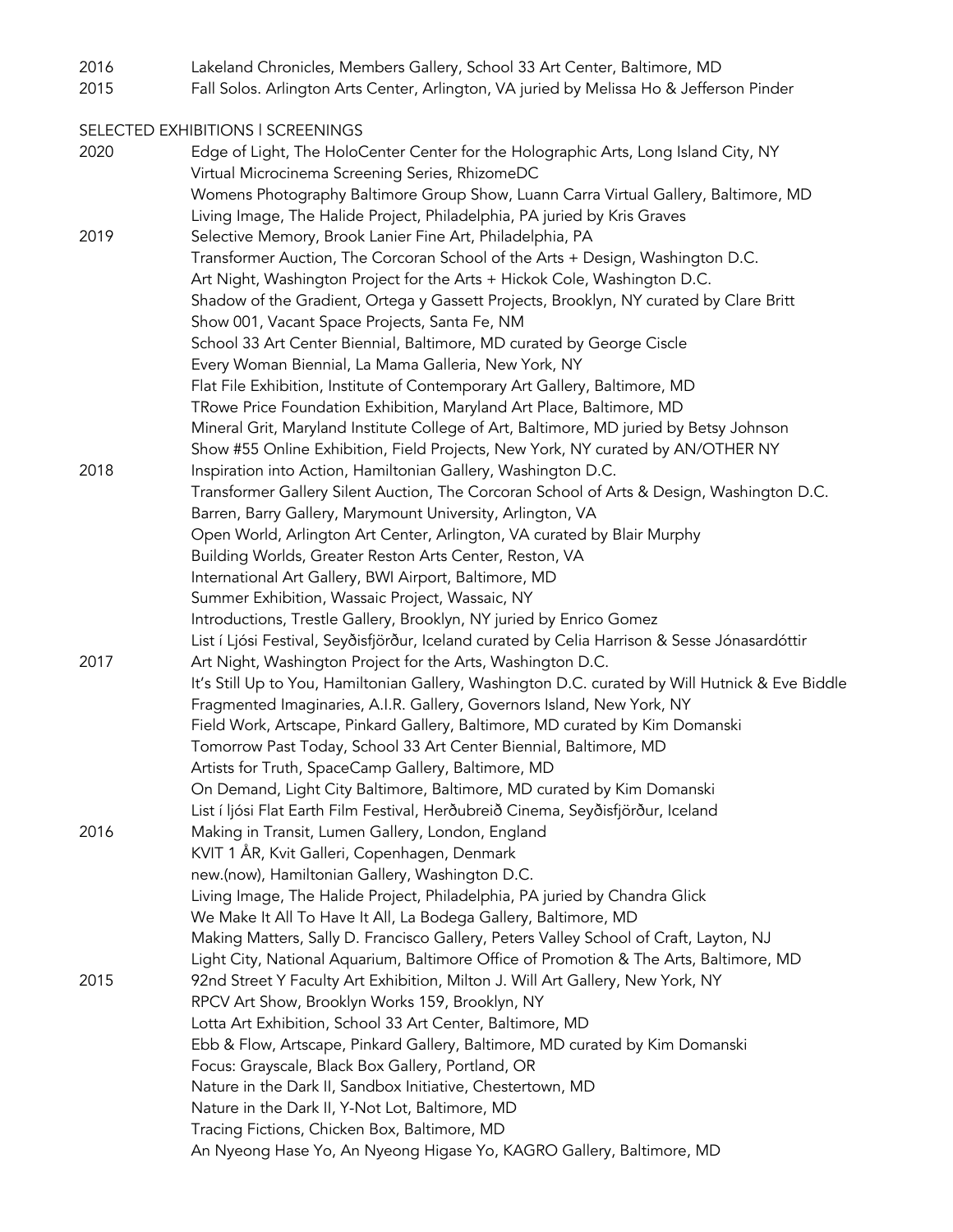2016 Lakeland Chronicles, Members Gallery, School 33 Art Center, Baltimore, MD
2015 Fall Solos. Arlington Arts Center, Arlington, VA juried by Melissa Ho & Jefferson Pinder

SELECTED EXHIBITIONS | SCREENINGS

2020
Edge of Light, The HoloCenter Center for the Holographic Arts, Long Island City, NY
Virtual Microcinema Screening Series, RhizomeDC
Womens Photography Baltimore Group Show, Luann Carra Virtual Gallery, Baltimore, MD
Living Image, The Halide Project, Philadelphia, PA juried by Kris Graves

2019
Selective Memory, Brook Lanier Fine Art, Philadelphia, PA
Transformer Auction, The Corcoran School of the Arts + Design, Washington D.C.
Art Night, Washington Project for the Arts + Hickok Cole, Washington D.C.
Shadow of the Gradient, Ortega y Gassett Projects, Brooklyn, NY curated by Clare Britt
Show 001, Vacant Space Projects, Santa Fe, NM
School 33 Art Center Biennial, Baltimore, MD curated by George Ciscle
Every Woman Biennial, La Mama Galleria, New York, NY
Flat File Exhibition, Institute of Contemporary Art Gallery, Baltimore, MD
TRowe Price Foundation Exhibition, Maryland Art Place, Baltimore, MD
Mineral Grit, Maryland Institute College of Art, Baltimore, MD juried by Betsy Johnson
Show #55 Online Exhibition, Field Projects, New York, NY curated by AN/OTHER NY

2018
Inspiration into Action, Hamiltonian Gallery, Washington D.C.
Transformer Gallery Silent Auction, The Corcoran School of Arts & Design, Washington D.C.
Barren, Barry Gallery, Marymount University, Arlington, VA
Open World, Arlington Art Center, Arlington, VA curated by Blair Murphy
Building Worlds, Greater Reston Arts Center, Reston, VA
International Art Gallery, BWI Airport, Baltimore, MD
Summer Exhibition, Wassaic Project, Wassaic, NY
Introductions, Trestle Gallery, Brooklyn, NY juried by Enrico Gomez
List í Ljósi Festival, Seyðisfjörður, Iceland curated by Celia Harrison & Sesse Jónasardóttir

2017
Art Night, Washington Project for the Arts, Washington D.C.
It's Still Up to You, Hamiltonian Gallery, Washington D.C. curated by Will Hutnick & Eve Biddle
Fragmented Imaginaries, A.I.R. Gallery, Governors Island, New York, NY
Field Work, Artscape, Pinkard Gallery, Baltimore, MD curated by Kim Domanski
Tomorrow Past Today, School 33 Art Center Biennial, Baltimore, MD
Artists for Truth, SpaceCamp Gallery, Baltimore, MD
On Demand, Light City Baltimore, Baltimore, MD curated by Kim Domanski
List í ljósi Flat Earth Film Festival, Herðubreið Cinema, Seyðisfjörður, Iceland

2016
Making in Transit, Lumen Gallery, London, England
KVIT 1 ÅR, Kvit Galleri, Copenhagen, Denmark
new.(now), Hamiltonian Gallery, Washington D.C.
Living Image, The Halide Project, Philadelphia, PA juried by Chandra Glick
We Make It All To Have It All, La Bodega Gallery, Baltimore, MD
Making Matters, Sally D. Francisco Gallery, Peters Valley School of Craft, Layton, NJ
Light City, National Aquarium, Baltimore Office of Promotion & The Arts, Baltimore, MD

2015
92nd Street Y Faculty Art Exhibition, Milton J. Will Art Gallery, New York, NY
RPCV Art Show, Brooklyn Works 159, Brooklyn, NY
Lotta Art Exhibition, School 33 Art Center, Baltimore, MD
Ebb & Flow, Artscape, Pinkard Gallery, Baltimore, MD curated by Kim Domanski
Focus: Grayscale, Black Box Gallery, Portland, OR
Nature in the Dark II, Sandbox Initiative, Chestertown, MD
Nature in the Dark II, Y-Not Lot, Baltimore, MD
Tracing Fictions, Chicken Box, Baltimore, MD
An Nyeong Hase Yo, An Nyeong Higase Yo, KAGRO Gallery, Baltimore, MD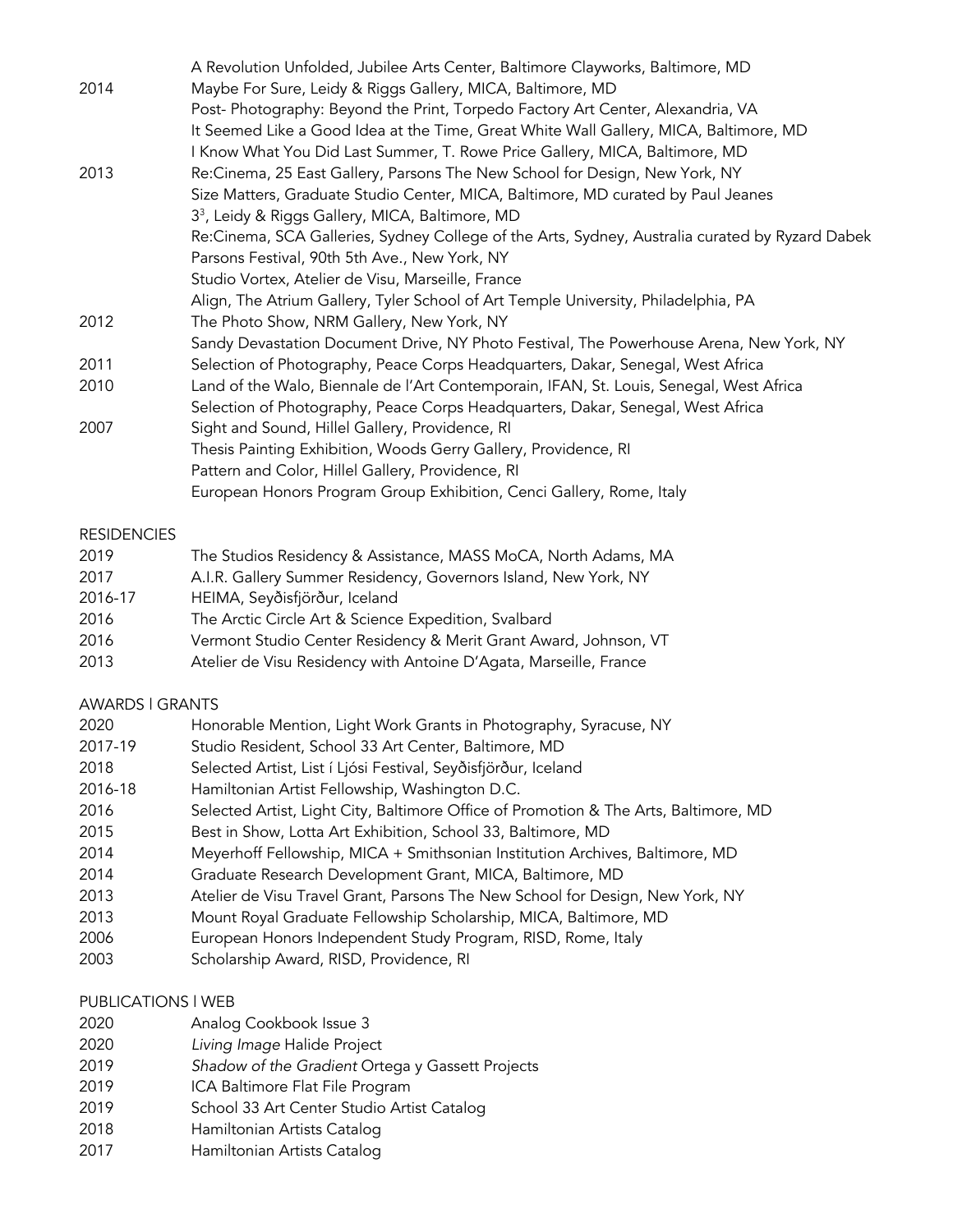| | |
|---|---|
| | A Revolution Unfolded, Jubilee Arts Center, Baltimore Clayworks, Baltimore, MD |
| 2014 | Maybe For Sure, Leidy & Riggs Gallery, MICA, Baltimore, MD |
| | Post- Photography: Beyond the Print, Torpedo Factory Art Center, Alexandria, VA |
| | It Seemed Like a Good Idea at the Time, Great White Wall Gallery, MICA, Baltimore, MD |
| | I Know What You Did Last Summer, T. Rowe Price Gallery, MICA, Baltimore, MD |
| 2013 | Re:Cinema, 25 East Gallery, Parsons The New School for Design, New York, NY |
| | Size Matters, Graduate Studio Center, MICA, Baltimore, MD curated by Paul Jeanes |
| | $3^3$, Leidy & Riggs Gallery, MICA, Baltimore, MD |
| | Re:Cinema, SCA Galleries, Sydney College of the Arts, Sydney, Australia curated by Ryzard Dabek |
| | Parsons Festival, 90th 5th Ave., New York, NY |
| | Studio Vortex, Atelier de Visu, Marseille, France |
| | Align, The Atrium Gallery, Tyler School of Art Temple University, Philadelphia, PA |
| 2012 | The Photo Show, NRM Gallery, New York, NY |
| | Sandy Devastation Document Drive, NY Photo Festival, The Powerhouse Arena, New York, NY |
| 2011 | Selection of Photography, Peace Corps Headquarters, Dakar, Senegal, West Africa |
| 2010 | Land of the Walo, Biennale de l'Art Contemporain, IFAN, St. Louis, Senegal, West Africa |
| | Selection of Photography, Peace Corps Headquarters, Dakar, Senegal, West Africa |
| 2007 | Sight and Sound, Hillel Gallery, Providence, RI |
| | Thesis Painting Exhibition, Woods Gerry Gallery, Providence, RI |
| | Pattern and Color, Hillel Gallery, Providence, RI |
| | European Honors Program Group Exhibition, Cenci Gallery, Rome, Italy |

## RESIDENCIES

| | |
|---|---|
| 2019 | The Studios Residency & Assistance, MASS MoCA, North Adams, MA |
| 2017 | A.I.R. Gallery Summer Residency, Governors Island, New York, NY |
| 2016-17 | HEIMA, Seyðisfjörður, Iceland |
| 2016 | The Arctic Circle Art & Science Expedition, Svalbard |
| 2016 | Vermont Studio Center Residency & Merit Grant Award, Johnson, VT |
| 2013 | Atelier de Visu Residency with Antoine D'Agata, Marseille, France |

## AWARDS | GRANTS

| | |
|---|---|
| 2020 | Honorable Mention, Light Work Grants in Photography, Syracuse, NY |
| 2017-19 | Studio Resident, School 33 Art Center, Baltimore, MD |
| 2018 | Selected Artist, List í Ljósi Festival, Seyðisfjörður, Iceland |
| 2016-18 | Hamiltonian Artist Fellowship, Washington D.C. |
| 2016 | Selected Artist, Light City, Baltimore Office of Promotion & The Arts, Baltimore, MD |
| 2015 | Best in Show, Lotta Art Exhibition, School 33, Baltimore, MD |
| 2014 | Meyerhoff Fellowship, MICA + Smithsonian Institution Archives, Baltimore, MD |
| 2014 | Graduate Research Development Grant, MICA, Baltimore, MD |
| 2013 | Atelier de Visu Travel Grant, Parsons The New School for Design, New York, NY |
| 2013 | Mount Royal Graduate Fellowship Scholarship, MICA, Baltimore, MD |
| 2006 | European Honors Independent Study Program, RISD, Rome, Italy |
| 2003 | Scholarship Award, RISD, Providence, RI |

## PUBLICATIONS | WEB

| | |
|---|---|
| 2020 | Analog Cookbook Issue 3 |
| 2020 | *Living Image* Halide Project |
| 2019 | *Shadow of the Gradient* Ortega y Gassett Projects |
| 2019 | ICA Baltimore Flat File Program |
| 2019 | School 33 Art Center Studio Artist Catalog |
| 2018 | Hamiltonian Artists Catalog |
| 2017 | Hamiltonian Artists Catalog |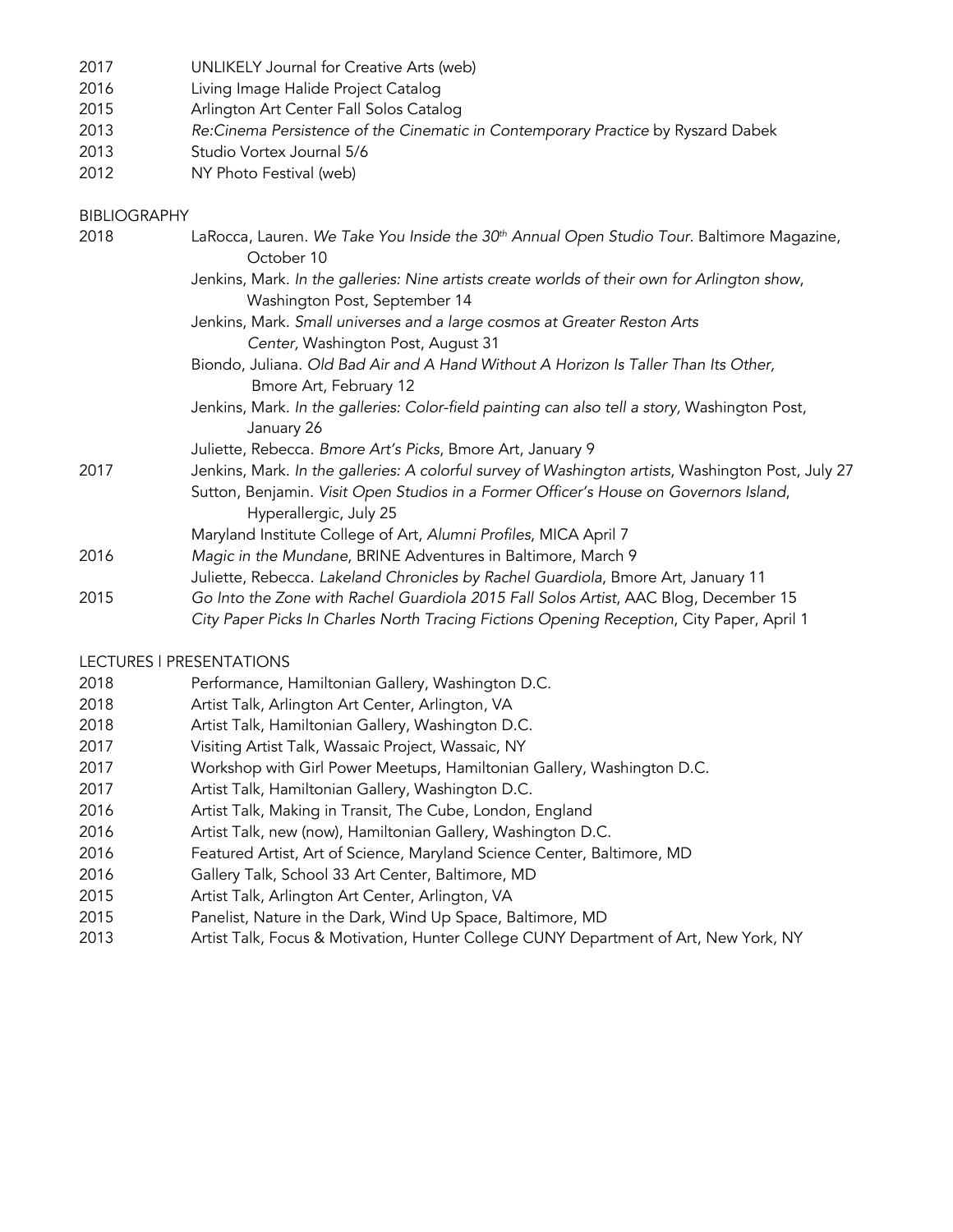2017 UNLIKELY Journal for Creative Arts (web)
2016 Living Image Halide Project Catalog
2015 Arlington Art Center Fall Solos Catalog
2013 *Re:Cinema Persistence of the Cinematic in Contemporary Practice* by Ryszard Dabek
2013 Studio Vortex Journal 5/6
2012 NY Photo Festival (web)

## BIBLIOGRAPHY

2018 LaRocca, Lauren. *We Take You Inside the 30th Annual Open Studio Tour*. Baltimore Magazine, October 10

Jenkins, Mark. *In the galleries: Nine artists create worlds of their own for Arlington show*, Washington Post, September 14

Jenkins, Mark. *Small universes and a large cosmos at Greater Reston Arts Center,* Washington Post, August 31

Biondo, Juliana. *Old Bad Air and A Hand Without A Horizon Is Taller Than Its Other,* Bmore Art, February 12

Jenkins, Mark. *In the galleries: Color-field painting can also tell a story,* Washington Post, January 26

Juliette, Rebecca. *Bmore Art's Picks*, Bmore Art, January 9

2017 Jenkins, Mark. *In the galleries: A colorful survey of Washington artists*, Washington Post, July 27

Sutton, Benjamin. *Visit Open Studios in a Former Officer's House on Governors Island*, Hyperallergic, July 25

Maryland Institute College of Art, *Alumni Profiles*, MICA April 7

2016 *Magic in the Mundane*, BRINE Adventures in Baltimore, March 9

Juliette, Rebecca. *Lakeland Chronicles by Rachel Guardiola*, Bmore Art, January 11

2015 *Go Into the Zone with Rachel Guardiola 2015 Fall Solos Artist*, AAC Blog, December 15

*City Paper Picks In Charles North Tracing Fictions Opening Reception*, City Paper, April 1

## LECTURES | PRESENTATIONS

2018 Performance, Hamiltonian Gallery, Washington D.C.
2018 Artist Talk, Arlington Art Center, Arlington, VA
2018 Artist Talk, Hamiltonian Gallery, Washington D.C.
2017 Visiting Artist Talk, Wassaic Project, Wassaic, NY
2017 Workshop with Girl Power Meetups, Hamiltonian Gallery, Washington D.C.
2017 Artist Talk, Hamiltonian Gallery, Washington D.C.
2016 Artist Talk, Making in Transit, The Cube, London, England
2016 Artist Talk, new (now), Hamiltonian Gallery, Washington D.C.
2016 Featured Artist, Art of Science, Maryland Science Center, Baltimore, MD
2016 Gallery Talk, School 33 Art Center, Baltimore, MD
2015 Artist Talk, Arlington Art Center, Arlington, VA
2015 Panelist, Nature in the Dark, Wind Up Space, Baltimore, MD
2013 Artist Talk, Focus & Motivation, Hunter College CUNY Department of Art, New York, NY